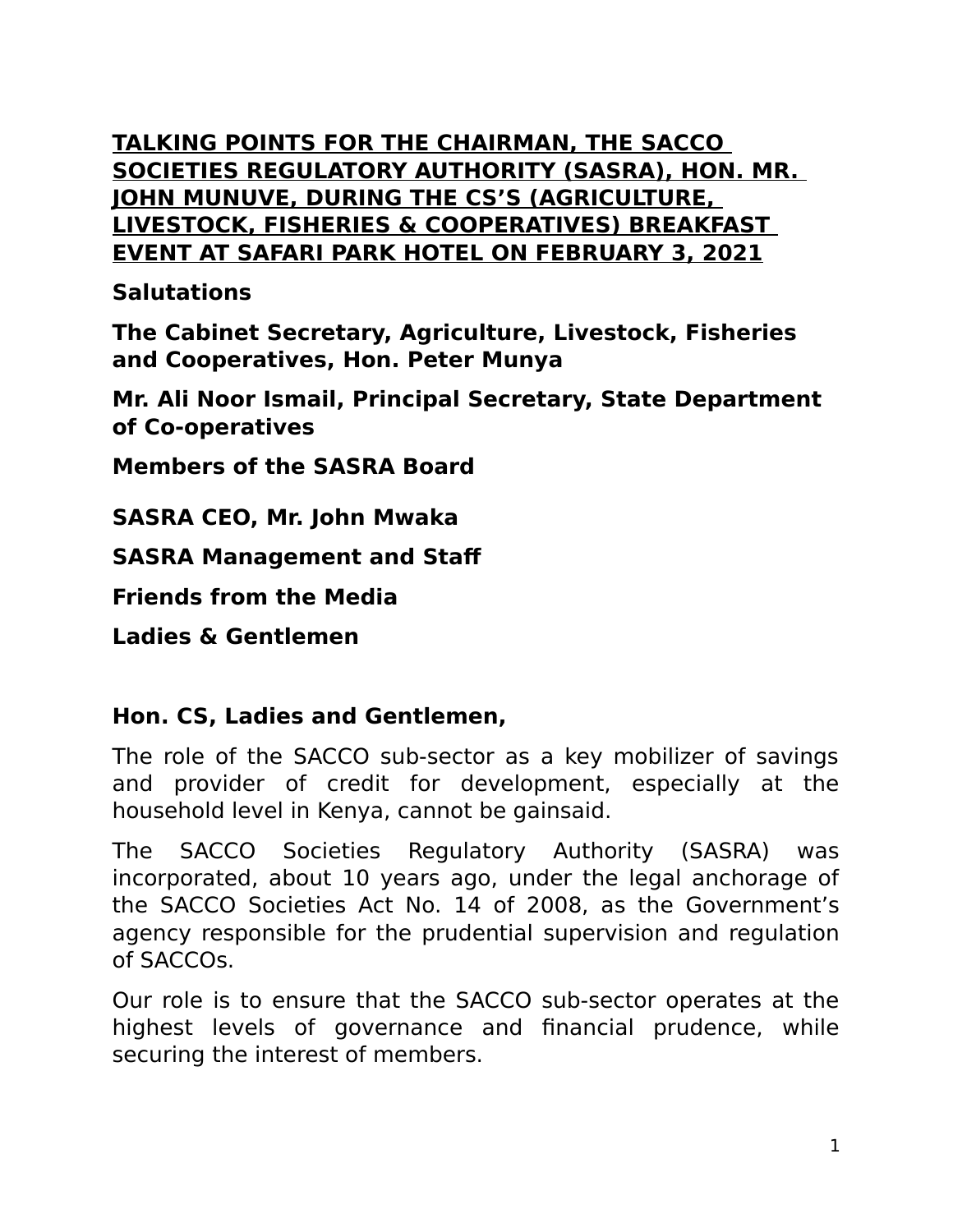**TALKING POINTS FOR THE CHAIRMAN, THE SACCO SOCIETIES REGULATORY AUTHORITY (SASRA), HON. MR. JOHN MUNUVE, DURING THE CS'S (AGRICULTURE, LIVESTOCK, FISHERIES & COOPERATIVES) BREAKFAST EVENT AT SAFARI PARK HOTEL ON FEBRUARY 3, 2021**

**Salutations**

**The Cabinet Secretary, Agriculture, Livestock, Fisheries and Cooperatives, Hon. Peter Munya**

**Mr. Ali Noor Ismail, Principal Secretary, State Department of Co-operatives**

**Members of the SASRA Board**

**SASRA CEO, Mr. John Mwaka**

**SASRA Management and Staff**

**Friends from the Media**

**Ladies & Gentlemen**

**Hon. CS, Ladies and Gentlemen,**

The role of the SACCO sub-sector as a key mobilizer of savings and provider of credit for development, especially at the household level in Kenya, cannot be gainsaid.

The SACCO Societies Regulatory Authority (SASRA) was incorporated, about 10 years ago, under the legal anchorage of the SACCO Societies Act No. 14 of 2008, as the Government's agency responsible for the prudential supervision and regulation of SACCOs.

Our role is to ensure that the SACCO sub-sector operates at the highest levels of governance and financial prudence, while securing the interest of members.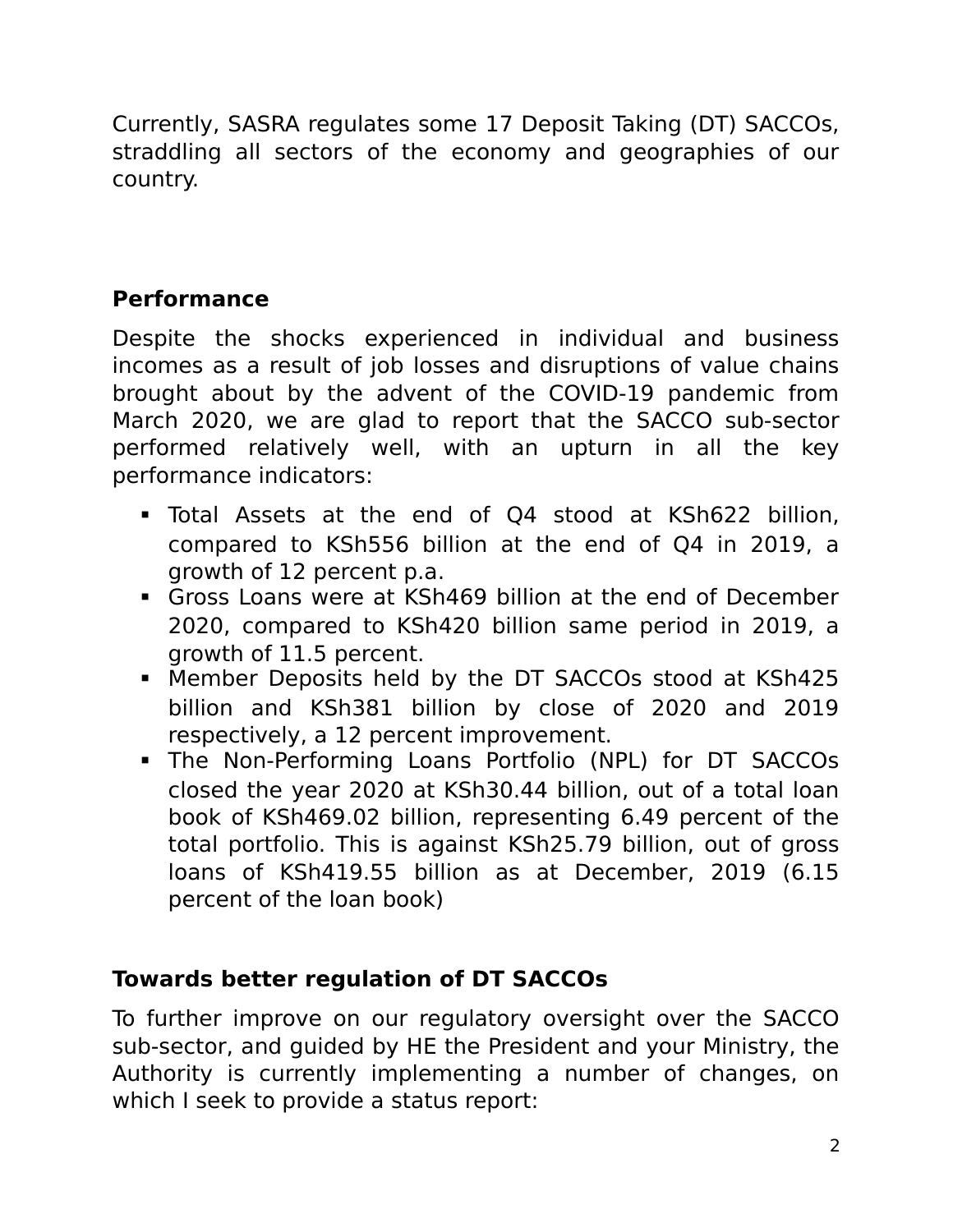Currently, SASRA regulates some 17 Deposit Taking (DT) SACCOs, straddling all sectors of the economy and geographies of our country.

**Performance**

Despite the shocks experienced in individual and business incomes as a result of job losses and disruptions of value chains brought about by the advent of the COVID-19 pandemic from March 2020, we are glad to report that the SACCO sub-sector performed relatively well, with an upturn in all the key performance indicators:

- Total Assets at the end of Q4 stood at KSh622 billion, compared to KSh556 billion at the end of Q4 in 2019, a growth of 12 percent p.a.
- Gross Loans were at KSh469 billion at the end of December 2020, compared to KSh420 billion same period in 2019, a growth of 11.5 percent.
- Member Deposits held by the DT SACCOs stood at KSh425 billion and KSh381 billion by close of 2020 and 2019 respectively, a 12 percent improvement.
- The Non-Performing Loans Portfolio (NPL) for DT SACCOs closed the year 2020 at KSh30.44 billion, out of a total loan book of KSh469.02 billion, representing 6.49 percent of the total portfolio. This is against KSh25.79 billion, out of gross loans of KSh419.55 billion as at December, 2019 (6.15 percent of the loan book)

**Towards better regulation of DT SACCOs**

To further improve on our regulatory oversight over the SACCO sub-sector, and guided by HE the President and your Ministry, the Authority is currently implementing a number of changes, on which I seek to provide a status report: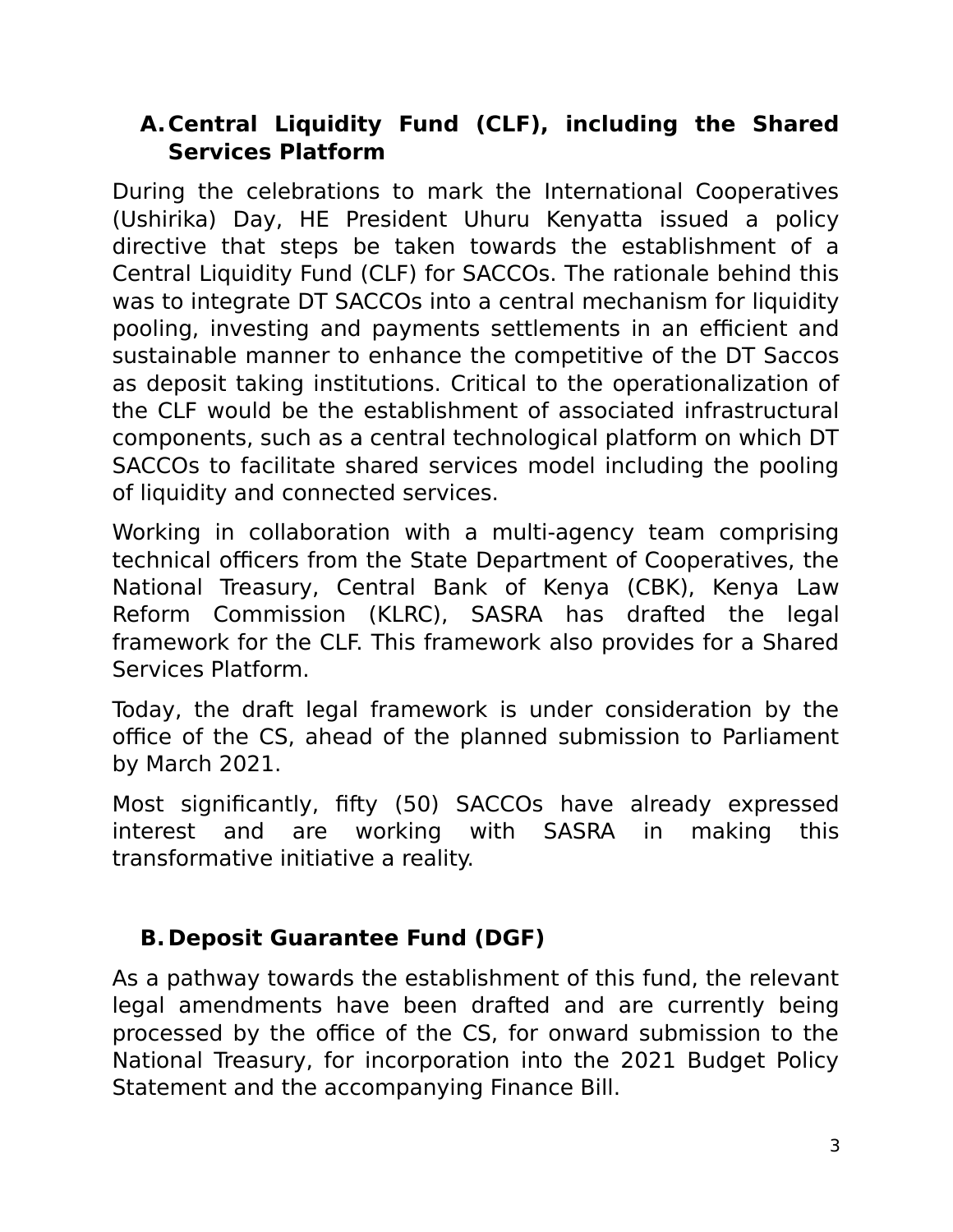### A. Central Liquidity Fund (CLF), including the Shared Services Platform

During the celebrations to mark the International Cooperatives (Ushirika) Day, HE President Uhuru Kenyatta issued a policy directive that steps be taken towards the establishment of a Central Liquidity Fund (CLF) for SACCOs. The rationale behind this was to integrate DT SACCOs into a central mechanism for liquidity pooling, investing and payments settlements in an efficient and sustainable manner to enhance the competitive of the DT Saccos as deposit taking institutions. Critical to the operationalization of the CLF would be the establishment of associated infrastructural components, such as a central technological platform on which DT SACCOs to facilitate shared services model including the pooling of liquidity and connected services.

Working in collaboration with a multi-agency team comprising technical officers from the State Department of Cooperatives, the National Treasury, Central Bank of Kenya (CBK), Kenya Law Reform Commission (KLRC), SASRA has drafted the legal framework for the CLF. This framework also provides for a Shared Services Platform.

Today, the draft legal framework is under consideration by the office of the CS, ahead of the planned submission to Parliament by March 2021.

Most significantly, fifty (50) SACCOs have already expressed interest and are working with SASRA in making this transformative initiative a reality.

### B. Deposit Guarantee Fund (DGF)

As a pathway towards the establishment of this fund, the relevant legal amendments have been drafted and are currently being processed by the office of the CS, for onward submission to the National Treasury, for incorporation into the 2021 Budget Policy Statement and the accompanying Finance Bill.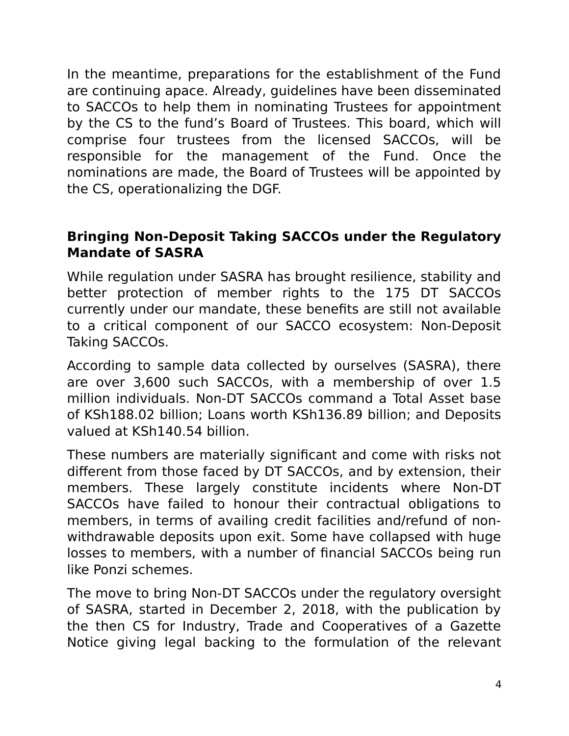In the meantime, preparations for the establishment of the Fund are continuing apace. Already, guidelines have been disseminated to SACCOs to help them in nominating Trustees for appointment by the CS to the fund's Board of Trustees. This board, which will comprise four trustees from the licensed SACCOs, will be responsible for the management of the Fund. Once the nominations are made, the Board of Trustees will be appointed by the CS, operationalizing the DGF.

## Bringing Non-Deposit Taking SACCOs under the Regulatory Mandate of SASRA

While regulation under SASRA has brought resilience, stability and better protection of member rights to the 175 DT SACCOs currently under our mandate, these benefits are still not available to a critical component of our SACCO ecosystem: Non-Deposit Taking SACCOs.

According to sample data collected by ourselves (SASRA), there are over 3,600 such SACCOs, with a membership of over 1.5 million individuals. Non-DT SACCOs command a Total Asset base of KSh188.02 billion; Loans worth KSh136.89 billion; and Deposits valued at KSh140.54 billion.

These numbers are materially significant and come with risks not different from those faced by DT SACCOs, and by extension, their members. These largely constitute incidents where Non-DT SACCOs have failed to honour their contractual obligations to members, in terms of availing credit facilities and/refund of non-withdrawable deposits upon exit. Some have collapsed with huge losses to members, with a number of financial SACCOs being run like Ponzi schemes.

The move to bring Non-DT SACCOs under the regulatory oversight of SASRA, started in December 2, 2018, with the publication by the then CS for Industry, Trade and Cooperatives of a Gazette Notice giving legal backing to the formulation of the relevant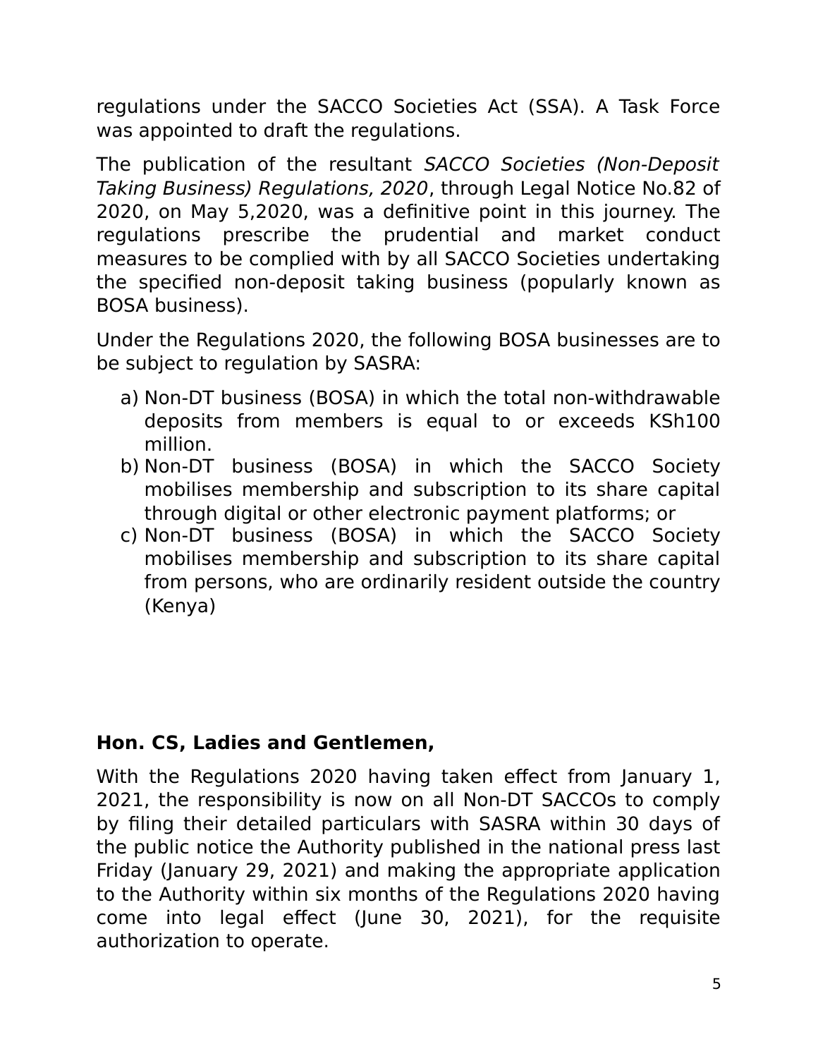regulations under the SACCO Societies Act (SSA). A Task Force was appointed to draft the regulations.

The publication of the resultant *SACCO Societies (Non-Deposit Taking Business) Regulations, 2020*, through Legal Notice No.82 of 2020, on May 5,2020, was a definitive point in this journey. The regulations prescribe the prudential and market conduct measures to be complied with by all SACCO Societies undertaking the specified non-deposit taking business (popularly known as BOSA business).

Under the Regulations 2020, the following BOSA businesses are to be subject to regulation by SASRA:

a) Non-DT business (BOSA) in which the total non-withdrawable deposits from members is equal to or exceeds KSh100 million.
b) Non-DT business (BOSA) in which the SACCO Society mobilises membership and subscription to its share capital through digital or other electronic payment platforms; or
c) Non-DT business (BOSA) in which the SACCO Society mobilises membership and subscription to its share capital from persons, who are ordinarily resident outside the country (Kenya)

**Hon. CS, Ladies and Gentlemen,**

With the Regulations 2020 having taken effect from January 1, 2021, the responsibility is now on all Non-DT SACCOs to comply by filing their detailed particulars with SASRA within 30 days of the public notice the Authority published in the national press last Friday (January 29, 2021) and making the appropriate application to the Authority within six months of the Regulations 2020 having come into legal effect (June 30, 2021), for the requisite authorization to operate.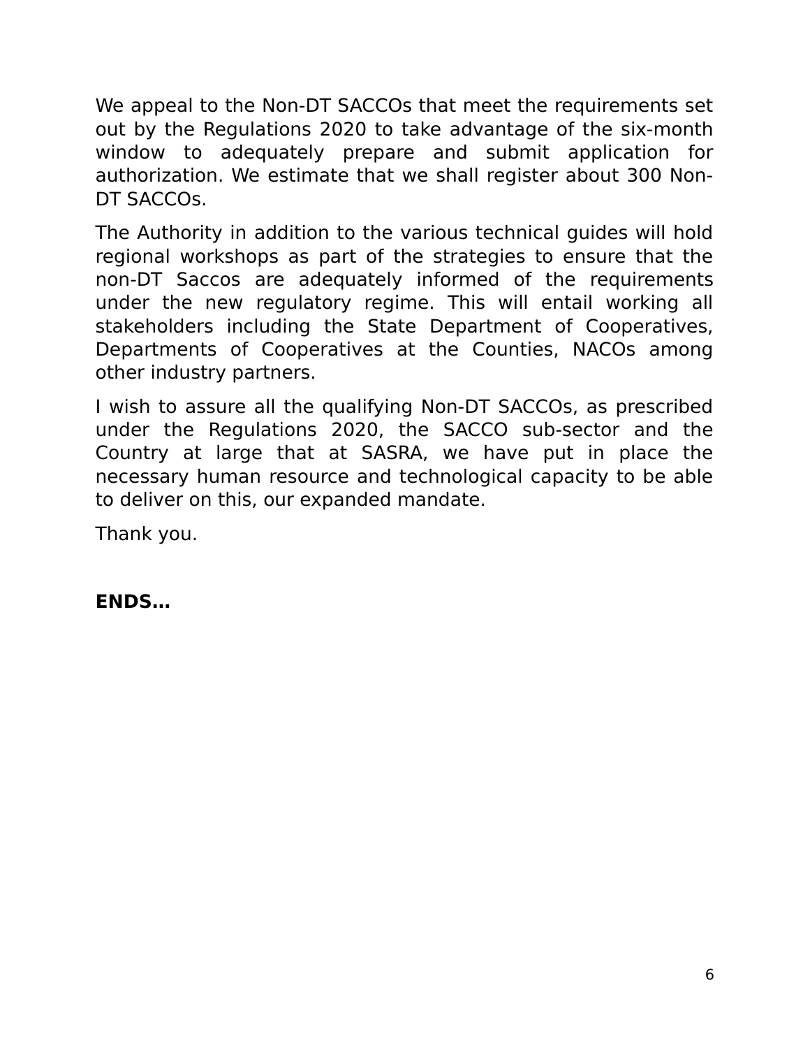We appeal to the Non-DT SACCOs that meet the requirements set out by the Regulations 2020 to take advantage of the six-month window to adequately prepare and submit application for authorization. We estimate that we shall register about 300 Non-DT SACCOs.

The Authority in addition to the various technical guides will hold regional workshops as part of the strategies to ensure that the non-DT Saccos are adequately informed of the requirements under the new regulatory regime. This will entail working all stakeholders including the State Department of Cooperatives, Departments of Cooperatives at the Counties, NACOs among other industry partners.

I wish to assure all the qualifying Non-DT SACCOs, as prescribed under the Regulations 2020, the SACCO sub-sector and the Country at large that at SASRA, we have put in place the necessary human resource and technological capacity to be able to deliver on this, our expanded mandate.

Thank you.

**ENDS…**